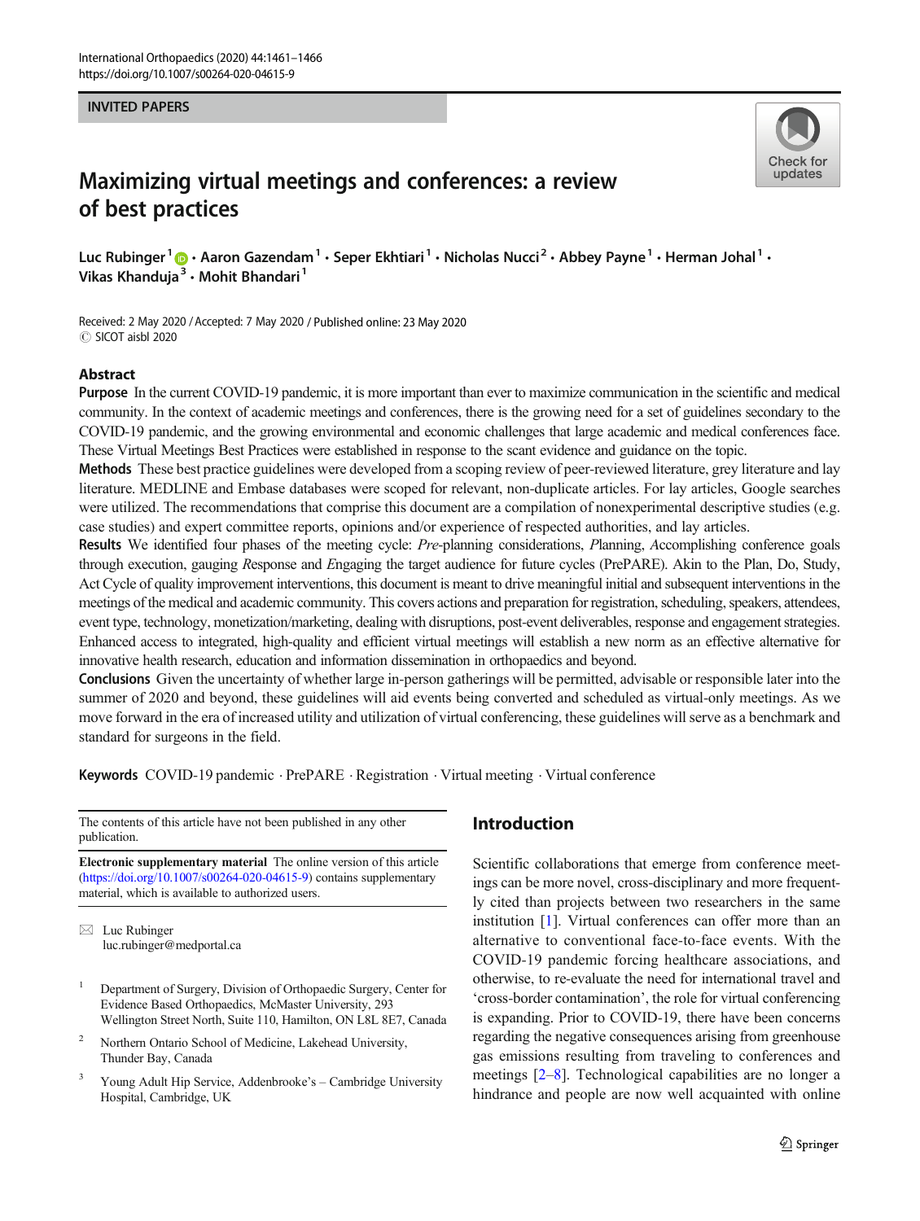INVITED PAPERS

# Maximizing virtual meetings and conferences: a review of best practices

Luc Rubinger[1] · Aaron Gazendam[1] · Seper Ekhtiari[1] · Nicholas Nucci[2] · Abbey Payne[1] · Herman Johal[1] · Vikas Khanduja[3] · Mohit Bhandari[1]

Received: 2 May 2020 / Accepted: 7 May 2020 / Published online: 23 May 2020
© SICOT aisbl 2020

## Abstract

**Purpose** In the current COVID-19 pandemic, it is more important than ever to maximize communication in the scientific and medical community. In the context of academic meetings and conferences, there is the growing need for a set of guidelines secondary to the COVID-19 pandemic, and the growing environmental and economic challenges that large academic and medical conferences face. These Virtual Meetings Best Practices were established in response to the scant evidence and guidance on the topic.

**Methods** These best practice guidelines were developed from a scoping review of peer-reviewed literature, grey literature and lay literature. MEDLINE and Embase databases were scoped for relevant, non-duplicate articles. For lay articles, Google searches were utilized. The recommendations that comprise this document are a compilation of nonexperimental descriptive studies (e.g. case studies) and expert committee reports, opinions and/or experience of respected authorities, and lay articles.

**Results** We identified four phases of the meeting cycle: *Pre*-planning considerations, *P*lanning, *A*ccomplishing conference goals through execution, gauging *R*esponse and *E*ngaging the target audience for future cycles (PrePARE). Akin to the Plan, Do, Study, Act Cycle of quality improvement interventions, this document is meant to drive meaningful initial and subsequent interventions in the meetings of the medical and academic community. This covers actions and preparation for registration, scheduling, speakers, attendees, event type, technology, monetization/marketing, dealing with disruptions, post-event deliverables, response and engagement strategies. Enhanced access to integrated, high-quality and efficient virtual meetings will establish a new norm as an effective alternative for innovative health research, education and information dissemination in orthopaedics and beyond.

**Conclusions** Given the uncertainty of whether large in-person gatherings will be permitted, advisable or responsible later into the summer of 2020 and beyond, these guidelines will aid events being converted and scheduled as virtual-only meetings. As we move forward in the era of increased utility and utilization of virtual conferencing, these guidelines will serve as a benchmark and standard for surgeons in the field.

**Keywords** COVID-19 pandemic · PrePARE · Registration · Virtual meeting · Virtual conference

The contents of this article have not been published in any other publication.

**Electronic supplementary material** The online version of this article (https://doi.org/10.1007/s00264-020-04615-9) contains supplementary material, which is available to authorized users.

✉ Luc Rubinger
luc.rubinger@medportal.ca

[1] Department of Surgery, Division of Orthopaedic Surgery, Center for Evidence Based Orthopaedics, McMaster University, 293 Wellington Street North, Suite 110, Hamilton, ON L8L 8E7, Canada

[2] Northern Ontario School of Medicine, Lakehead University, Thunder Bay, Canada

[3] Young Adult Hip Service, Addenbrooke's – Cambridge University Hospital, Cambridge, UK

## Introduction

Scientific collaborations that emerge from conference meetings can be more novel, cross-disciplinary and more frequently cited than projects between two researchers in the same institution [1]. Virtual conferences can offer more than an alternative to conventional face-to-face events. With the COVID-19 pandemic forcing healthcare associations, and otherwise, to re-evaluate the need for international travel and 'cross-border contamination', the role for virtual conferencing is expanding. Prior to COVID-19, there have been concerns regarding the negative consequences arising from greenhouse gas emissions resulting from traveling to conferences and meetings [2–8]. Technological capabilities are no longer a hindrance and people are now well acquainted with online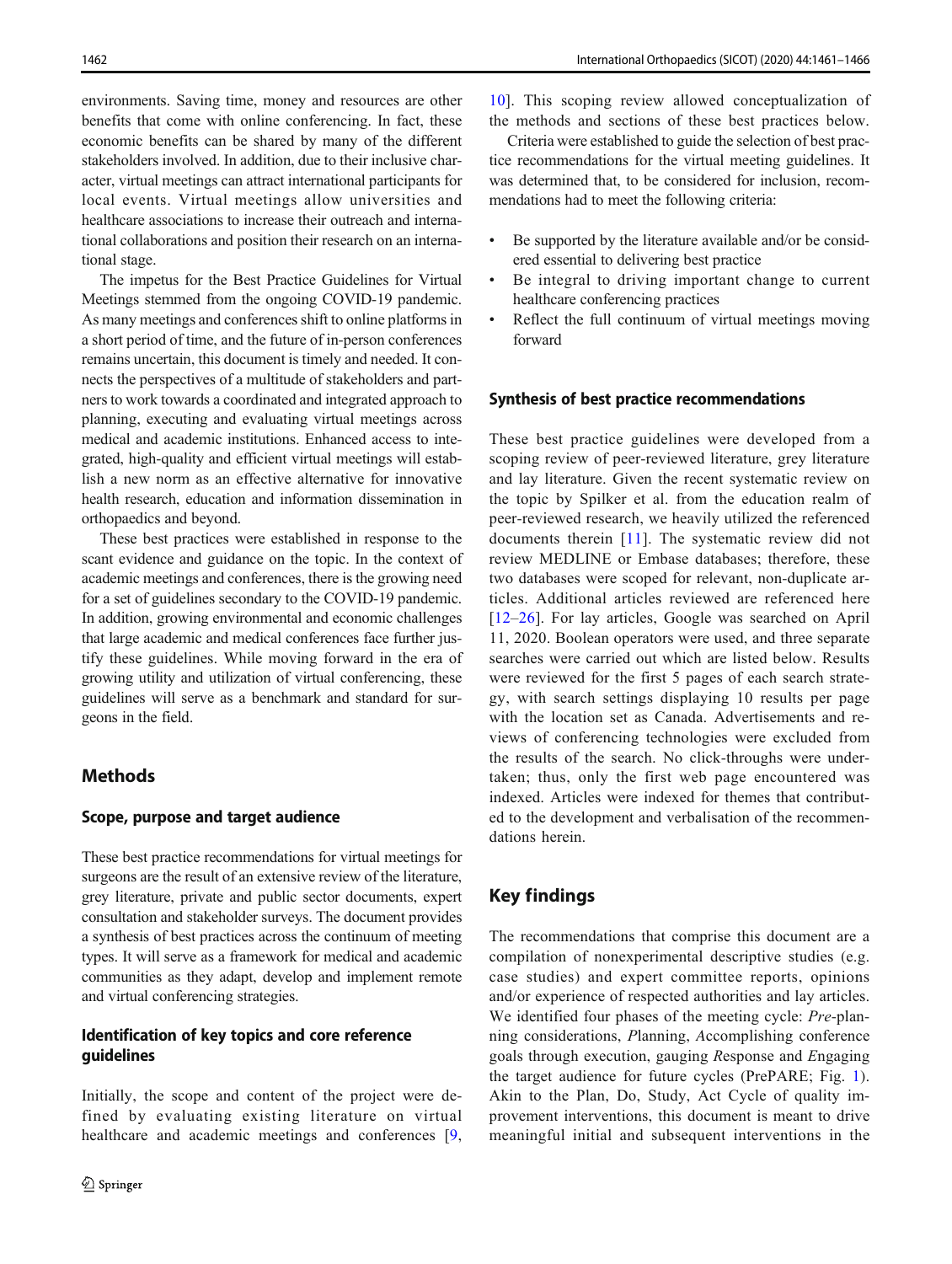environments. Saving time, money and resources are other benefits that come with online conferencing. In fact, these economic benefits can be shared by many of the different stakeholders involved. In addition, due to their inclusive character, virtual meetings can attract international participants for local events. Virtual meetings allow universities and healthcare associations to increase their outreach and international collaborations and position their research on an international stage.

The impetus for the Best Practice Guidelines for Virtual Meetings stemmed from the ongoing COVID-19 pandemic. As many meetings and conferences shift to online platforms in a short period of time, and the future of in-person conferences remains uncertain, this document is timely and needed. It connects the perspectives of a multitude of stakeholders and partners to work towards a coordinated and integrated approach to planning, executing and evaluating virtual meetings across medical and academic institutions. Enhanced access to integrated, high-quality and efficient virtual meetings will establish a new norm as an effective alternative for innovative health research, education and information dissemination in orthopaedics and beyond.

These best practices were established in response to the scant evidence and guidance on the topic. In the context of academic meetings and conferences, there is the growing need for a set of guidelines secondary to the COVID-19 pandemic. In addition, growing environmental and economic challenges that large academic and medical conferences face further justify these guidelines. While moving forward in the era of growing utility and utilization of virtual conferencing, these guidelines will serve as a benchmark and standard for surgeons in the field.

## Methods

### Scope, purpose and target audience

These best practice recommendations for virtual meetings for surgeons are the result of an extensive review of the literature, grey literature, private and public sector documents, expert consultation and stakeholder surveys. The document provides a synthesis of best practices across the continuum of meeting types. It will serve as a framework for medical and academic communities as they adapt, develop and implement remote and virtual conferencing strategies.

### Identification of key topics and core reference guidelines

Initially, the scope and content of the project were defined by evaluating existing literature on virtual healthcare and academic meetings and conferences [9, 10]. This scoping review allowed conceptualization of the methods and sections of these best practices below.

Criteria were established to guide the selection of best practice recommendations for the virtual meeting guidelines. It was determined that, to be considered for inclusion, recommendations had to meet the following criteria:

- Be supported by the literature available and/or be considered essential to delivering best practice
- Be integral to driving important change to current healthcare conferencing practices
- Reflect the full continuum of virtual meetings moving forward

### Synthesis of best practice recommendations

These best practice guidelines were developed from a scoping review of peer-reviewed literature, grey literature and lay literature. Given the recent systematic review on the topic by Spilker et al. from the education realm of peer-reviewed research, we heavily utilized the referenced documents therein [11]. The systematic review did not review MEDLINE or Embase databases; therefore, these two databases were scoped for relevant, non-duplicate articles. Additional articles reviewed are referenced here [12–26]. For lay articles, Google was searched on April 11, 2020. Boolean operators were used, and three separate searches were carried out which are listed below. Results were reviewed for the first 5 pages of each search strategy, with search settings displaying 10 results per page with the location set as Canada. Advertisements and reviews of conferencing technologies were excluded from the results of the search. No click-throughs were undertaken; thus, only the first web page encountered was indexed. Articles were indexed for themes that contributed to the development and verbalisation of the recommendations herein.

## Key findings

The recommendations that comprise this document are a compilation of nonexperimental descriptive studies (e.g. case studies) and expert committee reports, opinions and/or experience of respected authorities and lay articles. We identified four phases of the meeting cycle: *Pre*-planning considerations, *P*lanning, *A*ccomplishing conference goals through execution, gauging *R*esponse and *E*ngaging the target audience for future cycles (PrePARE; Fig. 1). Akin to the Plan, Do, Study, Act Cycle of quality improvement interventions, this document is meant to drive meaningful initial and subsequent interventions in the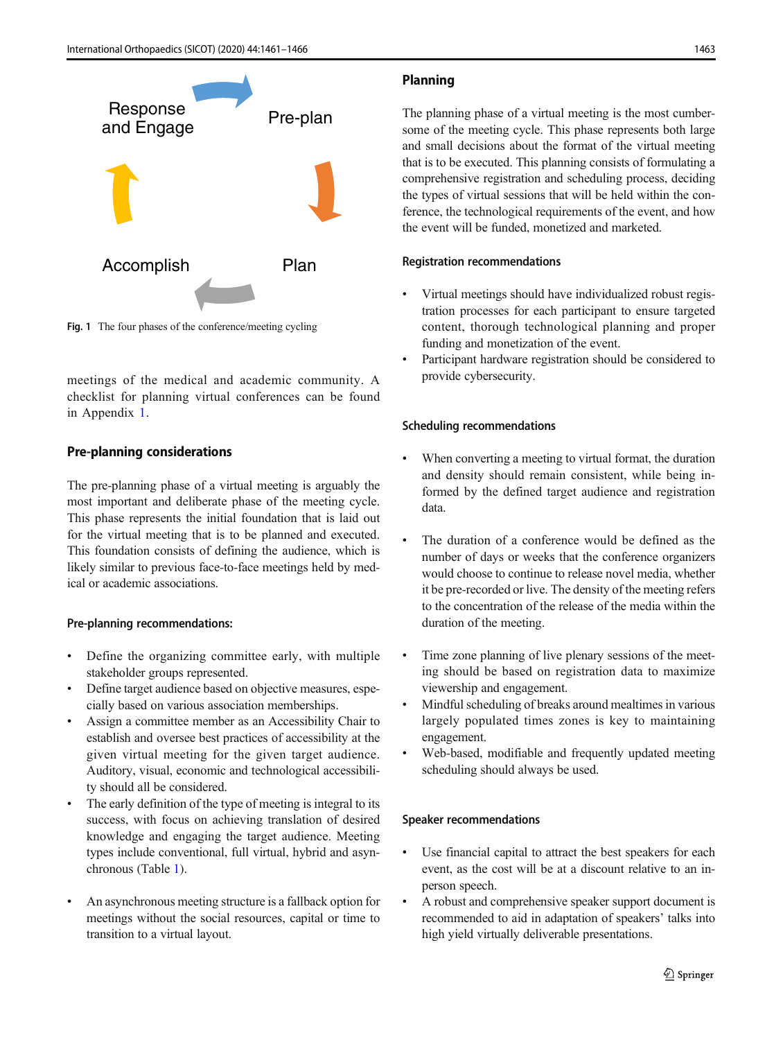Response and Engage

Pre-plan

Plan

Accomplish

**Fig. 1** The four phases of the conference/meeting cycling

meetings of the medical and academic community. A checklist for planning virtual conferences can be found in Appendix 1.

## Pre-planning considerations

The pre-planning phase of a virtual meeting is arguably the most important and deliberate phase of the meeting cycle. This phase represents the initial foundation that is laid out for the virtual meeting that is to be planned and executed. This foundation consists of defining the audience, which is likely similar to previous face-to-face meetings held by medical or academic associations.

### Pre-planning recommendations:

- Define the organizing committee early, with multiple stakeholder groups represented.
- Define target audience based on objective measures, especially based on various association memberships.
- Assign a committee member as an Accessibility Chair to establish and oversee best practices of accessibility at the given virtual meeting for the given target audience. Auditory, visual, economic and technological accessibility should all be considered.
- The early definition of the type of meeting is integral to its success, with focus on achieving translation of desired knowledge and engaging the target audience. Meeting types include conventional, full virtual, hybrid and asynchronous (Table 1).
- An asynchronous meeting structure is a fallback option for meetings without the social resources, capital or time to transition to a virtual layout.

## Planning

The planning phase of a virtual meeting is the most cumbersome of the meeting cycle. This phase represents both large and small decisions about the format of the virtual meeting that is to be executed. This planning consists of formulating a comprehensive registration and scheduling process, deciding the types of virtual sessions that will be held within the conference, the technological requirements of the event, and how the event will be funded, monetized and marketed.

### Registration recommendations

- Virtual meetings should have individualized robust registration processes for each participant to ensure targeted content, thorough technological planning and proper funding and monetization of the event.
- Participant hardware registration should be considered to provide cybersecurity.

### Scheduling recommendations

- When converting a meeting to virtual format, the duration and density should remain consistent, while being informed by the defined target audience and registration data.
- The duration of a conference would be defined as the number of days or weeks that the conference organizers would choose to continue to release novel media, whether it be pre-recorded or live. The density of the meeting refers to the concentration of the release of the media within the duration of the meeting.
- Time zone planning of live plenary sessions of the meeting should be based on registration data to maximize viewership and engagement.
- Mindful scheduling of breaks around mealtimes in various largely populated times zones is key to maintaining engagement.
- Web-based, modifiable and frequently updated meeting scheduling should always be used.

### Speaker recommendations

- Use financial capital to attract the best speakers for each event, as the cost will be at a discount relative to an in-person speech.
- A robust and comprehensive speaker support document is recommended to aid in adaptation of speakers' talks into high yield virtually deliverable presentations.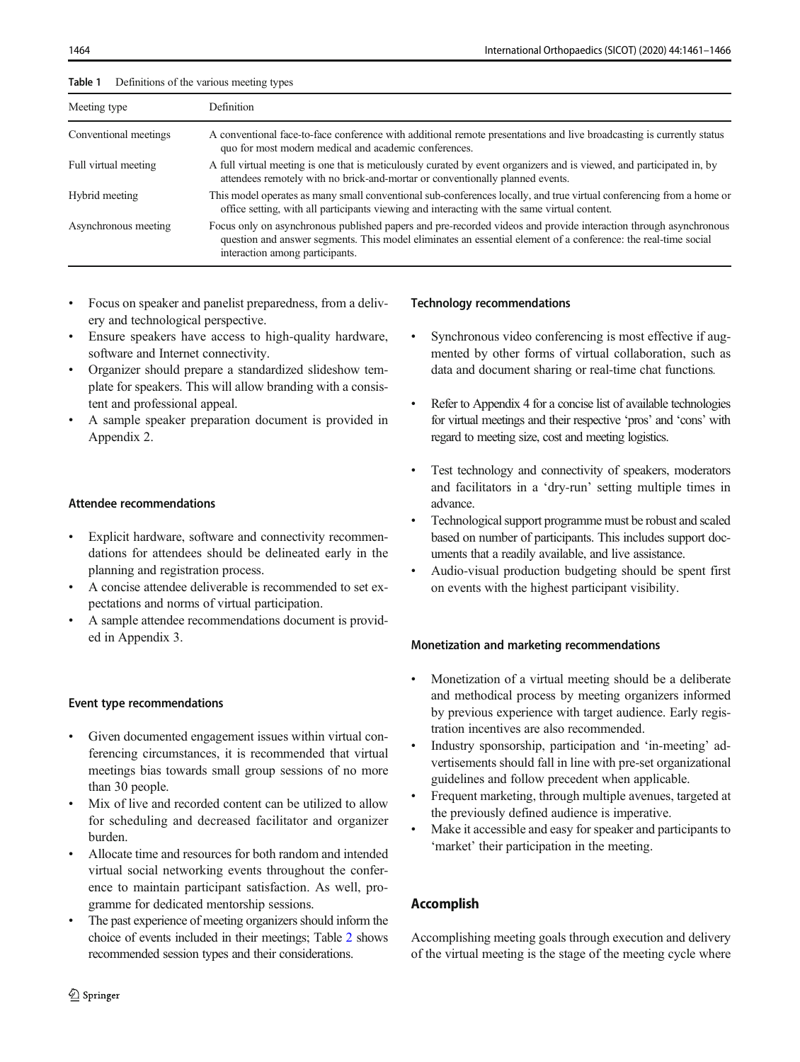**Table 1** Definitions of the various meeting types

| Meeting type | Definition |
| --- | --- |
| Conventional meetings | A conventional face-to-face conference with additional remote presentations and live broadcasting is currently status quo for most modern medical and academic conferences. |
| Full virtual meeting | A full virtual meeting is one that is meticulously curated by event organizers and is viewed, and participated in, by attendees remotely with no brick-and-mortar or conventionally planned events. |
| Hybrid meeting | This model operates as many small conventional sub-conferences locally, and true virtual conferencing from a home or office setting, with all participants viewing and interacting with the same virtual content. |
| Asynchronous meeting | Focus only on asynchronous published papers and pre-recorded videos and provide interaction through asynchronous question and answer segments. This model eliminates an essential element of a conference: the real-time social interaction among participants. |

- Focus on speaker and panelist preparedness, from a delivery and technological perspective.
- Ensure speakers have access to high-quality hardware, software and Internet connectivity.
- Organizer should prepare a standardized slideshow template for speakers. This will allow branding with a consistent and professional appeal.
- A sample speaker preparation document is provided in Appendix 2.

### Attendee recommendations

- Explicit hardware, software and connectivity recommendations for attendees should be delineated early in the planning and registration process.
- A concise attendee deliverable is recommended to set expectations and norms of virtual participation.
- A sample attendee recommendations document is provided in Appendix 3.

### Event type recommendations

- Given documented engagement issues within virtual conferencing circumstances, it is recommended that virtual meetings bias towards small group sessions of no more than 30 people.
- Mix of live and recorded content can be utilized to allow for scheduling and decreased facilitator and organizer burden.
- Allocate time and resources for both random and intended virtual social networking events throughout the conference to maintain participant satisfaction. As well, programme for dedicated mentorship sessions.
- The past experience of meeting organizers should inform the choice of events included in their meetings; Table 2 shows recommended session types and their considerations.

### Technology recommendations

- Synchronous video conferencing is most effective if augmented by other forms of virtual collaboration, such as data and document sharing or real-time chat functions.
- Refer to Appendix 4 for a concise list of available technologies for virtual meetings and their respective 'pros' and 'cons' with regard to meeting size, cost and meeting logistics.
- Test technology and connectivity of speakers, moderators and facilitators in a 'dry-run' setting multiple times in advance.
- Technological support programme must be robust and scaled based on number of participants. This includes support documents that a readily available, and live assistance.
- Audio-visual production budgeting should be spent first on events with the highest participant visibility.

### Monetization and marketing recommendations

- Monetization of a virtual meeting should be a deliberate and methodical process by meeting organizers informed by previous experience with target audience. Early registration incentives are also recommended.
- Industry sponsorship, participation and 'in-meeting' advertisements should fall in line with pre-set organizational guidelines and follow precedent when applicable.
- Frequent marketing, through multiple avenues, targeted at the previously defined audience is imperative.
- Make it accessible and easy for speaker and participants to 'market' their participation in the meeting.

## Accomplish

Accomplishing meeting goals through execution and delivery of the virtual meeting is the stage of the meeting cycle where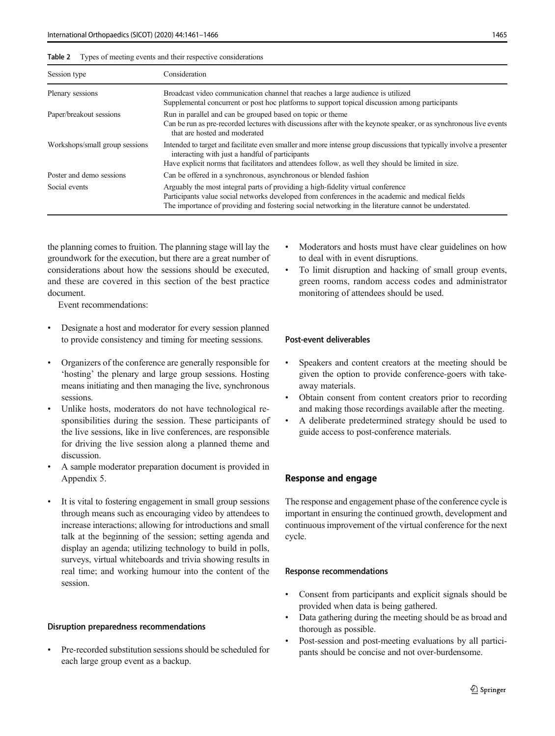**Table 2** Types of meeting events and their respective considerations

| Session type | Consideration |
|---|---|
| Plenary sessions | Broadcast video communication channel that reaches a large audience is utilized<br>Supplemental concurrent or post hoc platforms to support topical discussion among participants |
| Paper/breakout sessions | Run in parallel and can be grouped based on topic or theme<br>Can be run as pre-recorded lectures with discussions after with the keynote speaker, or as synchronous live events that are hosted and moderated |
| Workshops/small group sessions | Intended to target and facilitate even smaller and more intense group discussions that typically involve a presenter interacting with just a handful of participants<br>Have explicit norms that facilitators and attendees follow, as well they should be limited in size. |
| Poster and demo sessions | Can be offered in a synchronous, asynchronous or blended fashion |
| Social events | Arguably the most integral parts of providing a high-fidelity virtual conference<br>Participants value social networks developed from conferences in the academic and medical fields<br>The importance of providing and fostering social networking in the literature cannot be understated. |

the planning comes to fruition. The planning stage will lay the groundwork for the execution, but there are a great number of considerations about how the sessions should be executed, and these are covered in this section of the best practice document.

Event recommendations:

- Designate a host and moderator for every session planned to provide consistency and timing for meeting sessions.
- Organizers of the conference are generally responsible for 'hosting' the plenary and large group sessions. Hosting means initiating and then managing the live, synchronous sessions.
- Unlike hosts, moderators do not have technological responsibilities during the session. These participants of the live sessions, like in live conferences, are responsible for driving the live session along a planned theme and discussion.
- A sample moderator preparation document is provided in Appendix 5.
- It is vital to fostering engagement in small group sessions through means such as encouraging video by attendees to increase interactions; allowing for introductions and small talk at the beginning of the session; setting agenda and display an agenda; utilizing technology to build in polls, surveys, virtual whiteboards and trivia showing results in real time; and working humour into the content of the session.

#### Disruption preparedness recommendations

- Pre-recorded substitution sessions should be scheduled for each large group event as a backup.
- Moderators and hosts must have clear guidelines on how to deal with in event disruptions.
- To limit disruption and hacking of small group events, green rooms, random access codes and administrator monitoring of attendees should be used.

#### Post-event deliverables

- Speakers and content creators at the meeting should be given the option to provide conference-goers with take-away materials.
- Obtain consent from content creators prior to recording and making those recordings available after the meeting.
- A deliberate predetermined strategy should be used to guide access to post-conference materials.

## Response and engage

The response and engagement phase of the conference cycle is important in ensuring the continued growth, development and continuous improvement of the virtual conference for the next cycle.

#### Response recommendations

- Consent from participants and explicit signals should be provided when data is being gathered.
- Data gathering during the meeting should be as broad and thorough as possible.
- Post-session and post-meeting evaluations by all participants should be concise and not over-burdensome.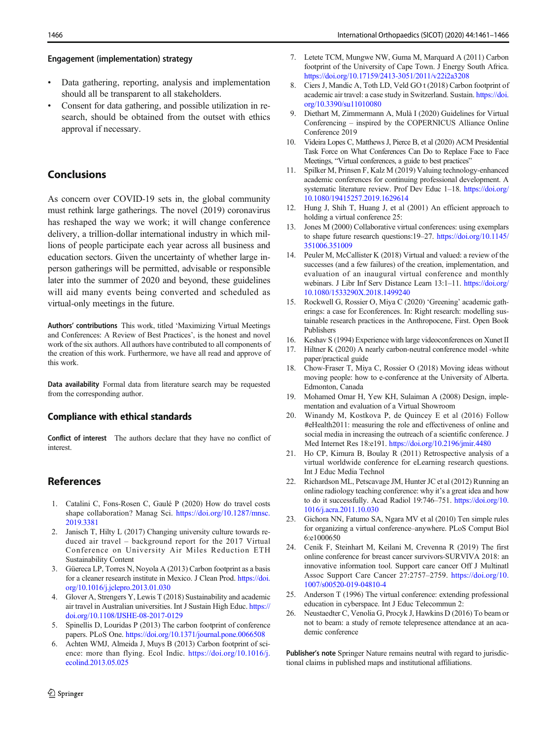**Engagement (implementation) strategy**

- Data gathering, reporting, analysis and implementation should all be transparent to all stakeholders.
- Consent for data gathering, and possible utilization in research, should be obtained from the outset with ethics approval if necessary.

## Conclusions

As concern over COVID-19 sets in, the global community must rethink large gatherings. The novel (2019) coronavirus has reshaped the way we work; it will change conference delivery, a trillion-dollar international industry in which millions of people participate each year across all business and education sectors. Given the uncertainty of whether large in-person gatherings will be permitted, advisable or responsible later into the summer of 2020 and beyond, these guidelines will aid many events being converted and scheduled as virtual-only meetings in the future.

**Authors' contributions** This work, titled 'Maximizing Virtual Meetings and Conferences: A Review of Best Practices', is the honest and novel work of the six authors. All authors have contributed to all components of the creation of this work. Furthermore, we have all read and approve of this work.

**Data availability** Formal data from literature search may be requested from the corresponding author.

## Compliance with ethical standards

**Conflict of interest** The authors declare that they have no conflict of interest.

## References

1. Catalini C, Fons-Rosen C, Gaulé P (2020) How do travel costs shape collaboration? Manag Sci. https://doi.org/10.1287/mnsc.2019.3381
2. Janisch T, Hilty L (2017) Changing university culture towards reduced air travel – background report for the 2017 Virtual Conference on University Air Miles Reduction ETH Sustainability Content
3. Güereca LP, Torres N, Noyola A (2013) Carbon footprint as a basis for a cleaner research institute in Mexico. J Clean Prod. https://doi.org/10.1016/j.jclepro.2013.01.030
4. Glover A, Strengers Y, Lewis T (2018) Sustainability and academic air travel in Australian universities. Int J Sustain High Educ. https://doi.org/10.1108/IJSHE-08-2017-0129
5. Spinellis D, Louridas P (2013) The carbon footprint of conference papers. PLoS One. https://doi.org/10.1371/journal.pone.0066508
6. Achten WMJ, Almeida J, Muys B (2013) Carbon footprint of science: more than flying. Ecol Indic. https://doi.org/10.1016/j.ecolind.2013.05.025
7. Letete TCM, Mungwe NW, Guma M, Marquard A (2011) Carbon footprint of the University of Cape Town. J Energy South Africa. https://doi.org/10.17159/2413-3051/2011/v22i2a3208
8. Ciers J, Mandic A, Toth LD, Veld GO t (2018) Carbon footprint of academic air travel: a case study in Switzerland. Sustain. https://doi.org/10.3390/su11010080
9. Diethart M, Zimmermann A, Mulà I (2020) Guidelines for Virtual Conferencing – inspired by the COPERNICUS Alliance Online Conference 2019
10. Videira Lopes C, Matthews J, Pierce B, et al (2020) ACM Presidential Task Force on What Conferences Can Do to Replace Face to Face Meetings, "Virtual conferences, a guide to best practices"
11. Spilker M, Prinsen F, Kalz M (2019) Valuing technology-enhanced academic conferences for continuing professional development. A systematic literature review. Prof Dev Educ 1–18. https://doi.org/10.1080/19415257.2019.1629614
12. Hung J, Shih T, Huang J, et al (2001) An efficient approach to holding a virtual conference 25:
13. Jones M (2000) Collaborative virtual conferences: using exemplars to shape future research questions:19–27. https://doi.org/10.1145/351006.351009
14. Peuler M, McCallister K (2018) Virtual and valued: a review of the successes (and a few failures) of the creation, implementation, and evaluation of an inaugural virtual conference and monthly webinars. J Libr Inf Serv Distance Learn 13:1–11. https://doi.org/10.1080/1533290X.2018.1499240
15. Rockwell G, Rossier O, Miya C (2020) 'Greening' academic gatherings: a case for Econferences. In: Right research: modelling sustainable research practices in the Anthropocene, First. Open Book Publishers
16. Keshav S (1994) Experience with large videoconferences on Xunet II
17. Hiltner K (2020) A nearly carbon-neutral conference model -white paper/practical guide
18. Chow-Fraser T, Miya C, Rossier O (2018) Moving ideas without moving people: how to e-conference at the University of Alberta. Edmonton, Canada
19. Mohamed Omar H, Yew KH, Sulaiman A (2008) Design, implementation and evaluation of a Virtual Showroom
20. Winandy M, Kostkova P, de Quincey E et al (2016) Follow #eHealth2011: measuring the role and effectiveness of online and social media in increasing the outreach of a scientific conference. J Med Internet Res 18:e191. https://doi.org/10.2196/jmir.4480
21. Ho CP, Kimura B, Boulay R (2011) Retrospective analysis of a virtual worldwide conference for eLearning research questions. Int J Educ Media Technol
22. Richardson ML, Petscavage JM, Hunter JC et al (2012) Running an online radiology teaching conference: why it's a great idea and how to do it successfully. Acad Radiol 19:746–751. https://doi.org/10.1016/j.acra.2011.10.030
23. Gichora NN, Fatumo SA, Ngara MV et al (2010) Ten simple rules for organizing a virtual conference–anywhere. PLoS Comput Biol 6:e1000650
24. Cenik F, Steinhart M, Keilani M, Crevenna R (2019) The first online conference for breast cancer survivors-SURVIVA 2018: an innovative information tool. Support care cancer Off J Multinatl Assoc Support Care Cancer 27:2757–2759. https://doi.org/10.1007/s00520-019-04810-4
25. Anderson T (1996) The virtual conference: extending professional education in cyberspace. Int J Educ Telecommun 2:
26. Neustaedter C, Venolia G, Procyk J, Hawkins D (2016) To beam or not to beam: a study of remote telepresence attendance at an academic conference

**Publisher's note** Springer Nature remains neutral with regard to jurisdictional claims in published maps and institutional affiliations.